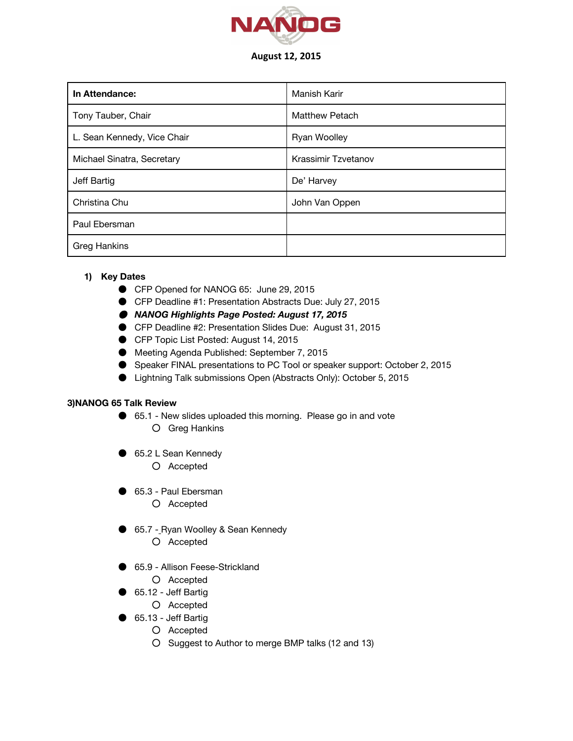# NANOG

**August 12, 2015**

| In Attendance: | Manish Karir |
|---|---|
| Tony Tauber, Chair | Matthew Petach |
| L. Sean Kennedy, Vice Chair | Ryan Woolley |
| Michael Sinatra, Secretary | Krassimir Tzvetanov |
| Jeff Bartig | De' Harvey |
| Christina Chu | John Van Oppen |
| Paul Ebersman | |
| Greg Hankins | |

1) **Key Dates**
   - CFP Opened for NANOG 65: June 29, 2015
   - CFP Deadline #1: Presentation Abstracts Due: July 27, 2015
   - ***NANOG Highlights Page Posted: August 17, 2015***
   - CFP Deadline #2: Presentation Slides Due: August 31, 2015
   - CFP Topic List Posted: August 14, 2015
   - Meeting Agenda Published: September 7, 2015
   - Speaker FINAL presentations to PC Tool or speaker support: October 2, 2015
   - Lightning Talk submissions Open (Abstracts Only): October 5, 2015

**3)NANOG 65 Talk Review**

- 65.1 - New slides uploaded this morning. Please go in and vote
  - Greg Hankins

- 65.2 L Sean Kennedy
  - Accepted

- 65.3 - Paul Ebersman
  - Accepted

- 65.7 - Ryan Woolley & Sean Kennedy
  - Accepted

- 65.9 - Allison Feese-Strickland
  - Accepted
- 65.12 - Jeff Bartig
  - Accepted
- 65.13 - Jeff Bartig
  - Accepted
  - Suggest to Author to merge BMP talks (12 and 13)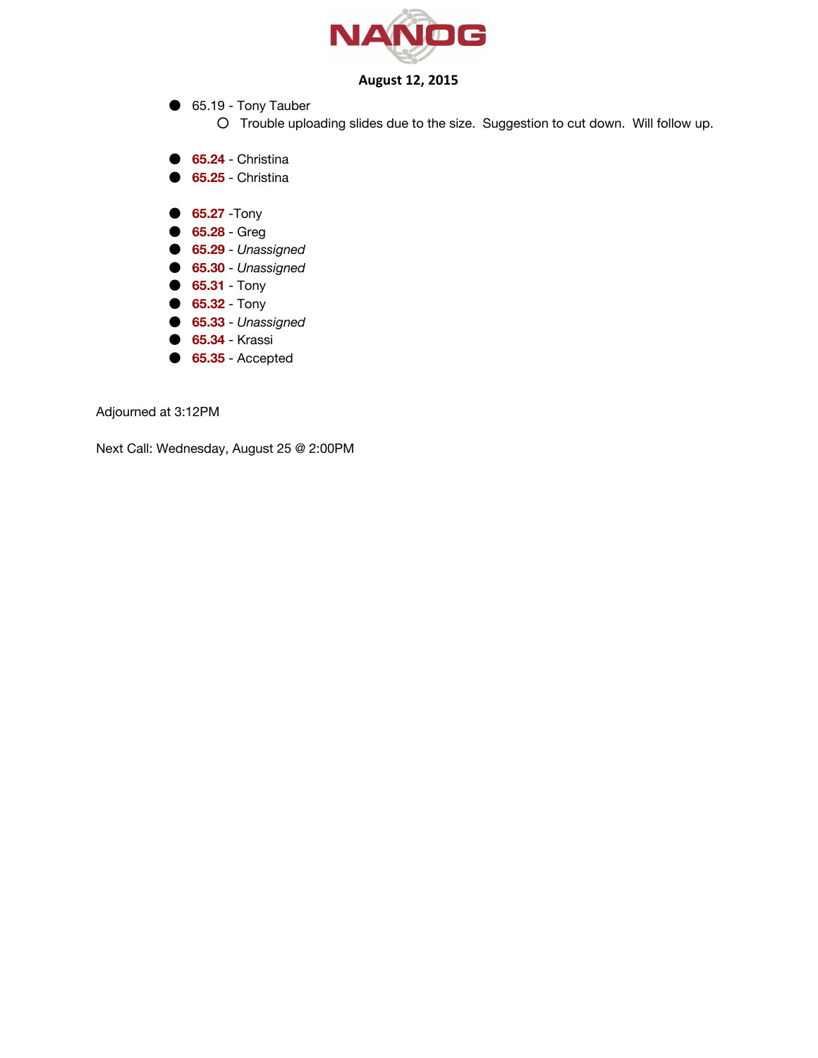**August 12, 2015**

- 65.19 - Tony Tauber
  - Trouble uploading slides due to the size.  Suggestion to cut down.  Will follow up.

- **65.24** - Christina
- **65.25** - Christina

- **65.27** -Tony
- **65.28** - Greg
- **65.29** - *Unassigned*
- **65.30** - *Unassigned*
- **65.31** - Tony
- **65.32** - Tony
- **65.33** - *Unassigned*
- **65.34** - Krassi
- **65.35** - Accepted

Adjourned at 3:12PM

Next Call: Wednesday, August 25 @ 2:00PM